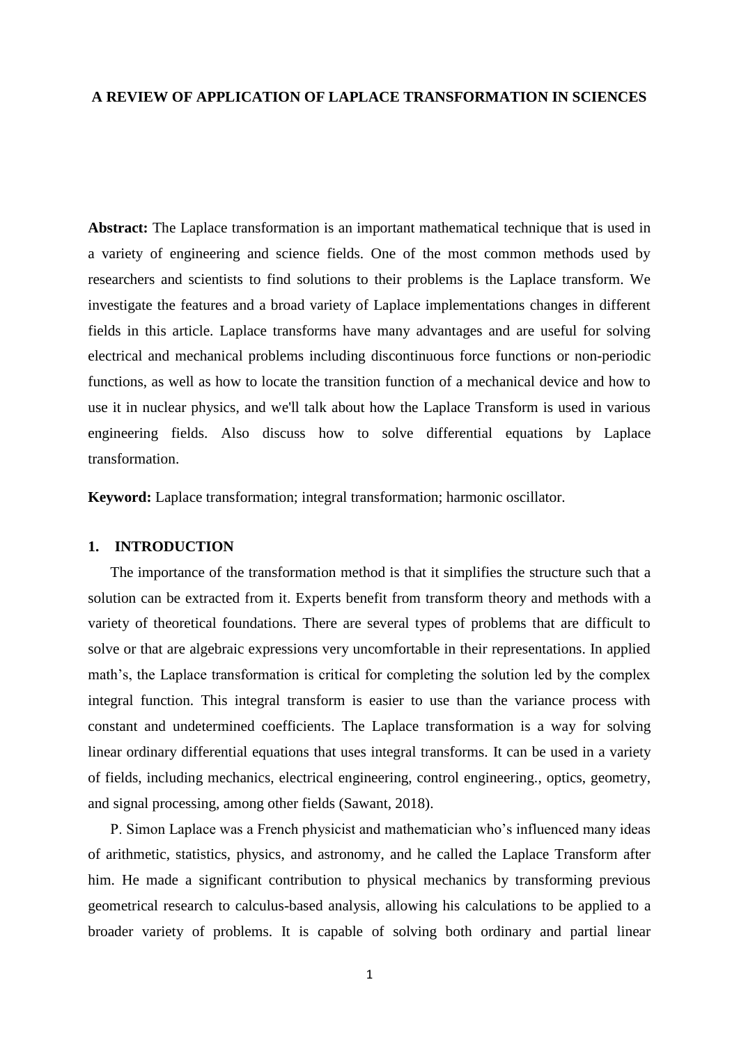# A REVIEW OF APPLICATION OF LAPLACE TRANSFORMATION IN SCIENCES

**Abstract:** The Laplace transformation is an important mathematical technique that is used in a variety of engineering and science fields. One of the most common methods used by researchers and scientists to find solutions to their problems is the Laplace transform. We investigate the features and a broad variety of Laplace implementations changes in different fields in this article. Laplace transforms have many advantages and are useful for solving electrical and mechanical problems including discontinuous force functions or non-periodic functions, as well as how to locate the transition function of a mechanical device and how to use it in nuclear physics, and we'll talk about how the Laplace Transform is used in various engineering fields. Also discuss how to solve differential equations by Laplace transformation.

**Keyword:** Laplace transformation; integral transformation; harmonic oscillator.

## 1. INTRODUCTION

The importance of the transformation method is that it simplifies the structure such that a solution can be extracted from it. Experts benefit from transform theory and methods with a variety of theoretical foundations. There are several types of problems that are difficult to solve or that are algebraic expressions very uncomfortable in their representations. In applied math's, the Laplace transformation is critical for completing the solution led by the complex integral function. This integral transform is easier to use than the variance process with constant and undetermined coefficients. The Laplace transformation is a way for solving linear ordinary differential equations that uses integral transforms. It can be used in a variety of fields, including mechanics, electrical engineering, control engineering., optics, geometry, and signal processing, among other fields (Sawant, 2018).

P. Simon Laplace was a French physicist and mathematician who's influenced many ideas of arithmetic, statistics, physics, and astronomy, and he called the Laplace Transform after him. He made a significant contribution to physical mechanics by transforming previous geometrical research to calculus-based analysis, allowing his calculations to be applied to a broader variety of problems. It is capable of solving both ordinary and partial linear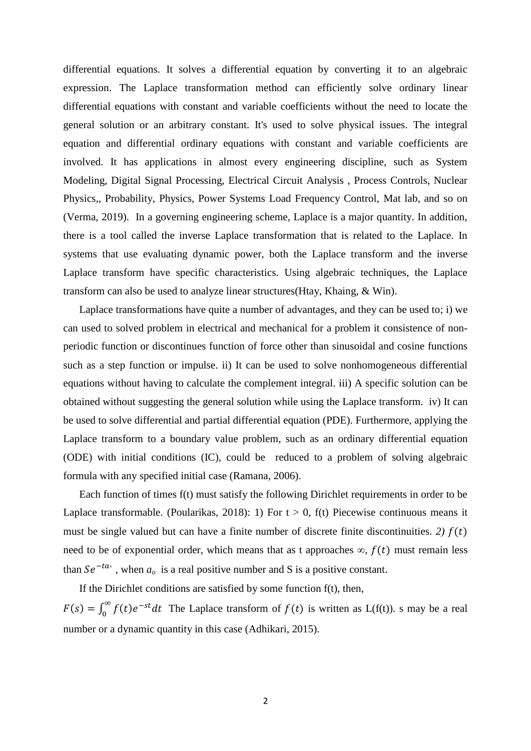differential equations. It solves a differential equation by converting it to an algebraic expression. The Laplace transformation method can efficiently solve ordinary linear differential equations with constant and variable coefficients without the need to locate the general solution or an arbitrary constant. It's used to solve physical issues. The integral equation and differential ordinary equations with constant and variable coefficients are involved. It has applications in almost every engineering discipline, such as System Modeling, Digital Signal Processing, Electrical Circuit Analysis , Process Controls, Nuclear Physics,, Probability, Physics, Power Systems Load Frequency Control, Mat lab, and so on (Verma, 2019). In a governing engineering scheme, Laplace is a major quantity. In addition, there is a tool called the inverse Laplace transformation that is related to the Laplace. In systems that use evaluating dynamic power, both the Laplace transform and the inverse Laplace transform have specific characteristics. Using algebraic techniques, the Laplace transform can also be used to analyze linear structures(Htay, Khaing, & Win).

Laplace transformations have quite a number of advantages, and they can be used to; i) we can used to solved problem in electrical and mechanical for a problem it consistence of non-periodic function or discontinues function of force other than sinusoidal and cosine functions such as a step function or impulse. ii) It can be used to solve nonhomogeneous differential equations without having to calculate the complement integral. iii) A specific solution can be obtained without suggesting the general solution while using the Laplace transform. iv) It can be used to solve differential and partial differential equation (PDE). Furthermore, applying the Laplace transform to a boundary value problem, such as an ordinary differential equation (ODE) with initial conditions (IC), could be reduced to a problem of solving algebraic formula with any specified initial case (Ramana, 2006).

Each function of times f(t) must satisfy the following Dirichlet requirements in order to be Laplace transformable. (Poularikas, 2018): 1) For t > 0, f(t) Piecewise continuous means it must be single valued but can have a finite number of discrete finite discontinuities. *2)* $f(t)$ need to be of exponential order, which means that as t approaches $\infty$, $f(t)$ must remain less than $Se^{-ta_\circ}$ , when $a_o$ is a real positive number and S is a positive constant.

If the Dirichlet conditions are satisfied by some function f(t), then,

$F(s) = \int_0^\infty f(t)e^{-st}dt$ The Laplace transform of $f(t)$ is written as L(f(t)). s may be a real number or a dynamic quantity in this case (Adhikari, 2015).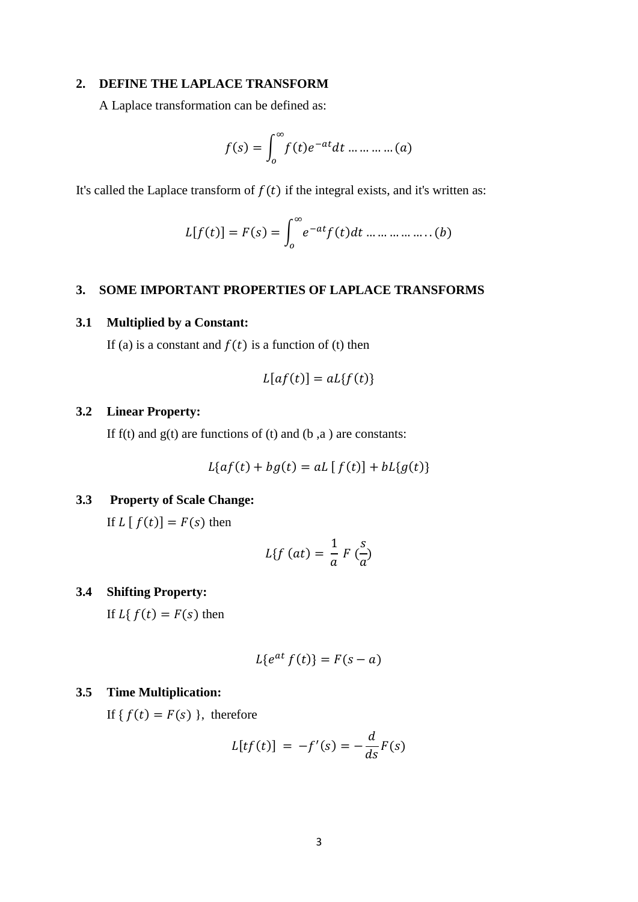## 2. DEFINE THE LAPLACE TRANSFORM

A Laplace transformation can be defined as:

$$f(s) = \int_{o}^{\infty} f(t)e^{-at}dt \ldots\ldots\ldots\ldots(a)$$

It's called the Laplace transform of $f(t)$ if the integral exists, and it's written as:

$$L[f(t)] = F(s) = \int_{o}^{\infty} e^{-at}f(t)dt \ldots\ldots\ldots\ldots\ldots..(b)$$

## 3. SOME IMPORTANT PROPERTIES OF LAPLACE TRANSFORMS

### 3.1 Multiplied by a Constant:

If (a) is a constant and $f(t)$ is a function of (t) then

$$L[af(t)] = aL\{f(t)\}$$

### 3.2 Linear Property:

If f(t) and g(t) are functions of (t) and (b ,a ) are constants:

$$L\{af(t) + bg(t) = aL\,[\,f(t)] + bL\{g(t)\}$$

### 3.3 Property of Scale Change:

If $L\,[\,f(t)] = F(s)$ then

$$L\{f\,(at) = \frac{1}{a}\,F\,(\frac{s}{a})$$

### 3.4 Shifting Property:

If $L\{\,f(t) = F(s)$ then

$$L\{e^{at}\,f(t)\} = F(s-a)$$

### 3.5 Time Multiplication:

If $\{\,f(t) = F(s)\,\}$, therefore

$$L[tf(t)] \,=\, -f'(s) = -\frac{d}{ds}F(s)$$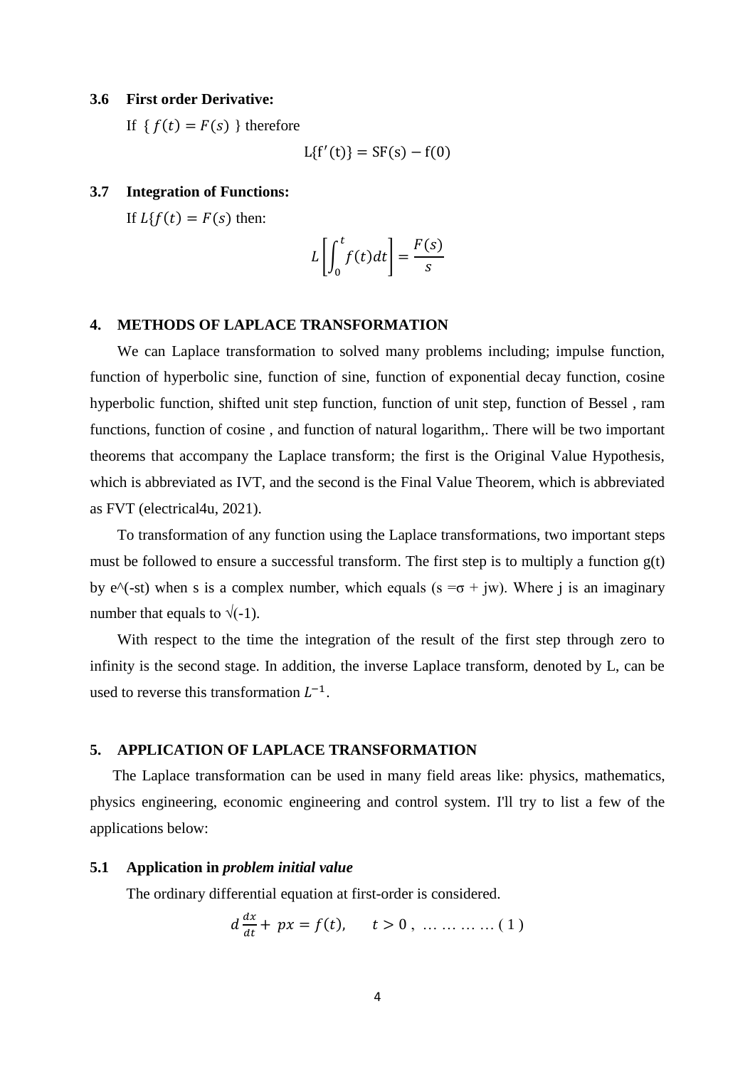### 3.6 First order Derivative:

If $\{ f(t) = F(s) \}$ therefore

$$L\{f'(t)\} = SF(s) - f(0)$$

### 3.7 Integration of Functions:

If $L\{f(t) = F(s)$ then:

$$L\left[\int_0^t f(t)dt\right] = \frac{F(s)}{s}$$

## 4. METHODS OF LAPLACE TRANSFORMATION

We can Laplace transformation to solved many problems including; impulse function, function of hyperbolic sine, function of sine, function of exponential decay function, cosine hyperbolic function, shifted unit step function, function of unit step, function of Bessel , ram functions, function of cosine , and function of natural logarithm,. There will be two important theorems that accompany the Laplace transform; the first is the Original Value Hypothesis, which is abbreviated as IVT, and the second is the Final Value Theorem, which is abbreviated as FVT (electrical4u, 2021).

To transformation of any function using the Laplace transformations, two important steps must be followed to ensure a successful transform. The first step is to multiply a function g(t) by e^(-st) when s is a complex number, which equals (s =σ + jw). Where j is an imaginary number that equals to √(-1).

With respect to the time the integration of the result of the first step through zero to infinity is the second stage. In addition, the inverse Laplace transform, denoted by L, can be used to reverse this transformation $L^{-1}$.

## 5. APPLICATION OF LAPLACE TRANSFORMATION

The Laplace transformation can be used in many field areas like: physics, mathematics, physics engineering, economic engineering and control system. I'll try to list a few of the applications below:

### 5.1 Application in *problem initial value*

The ordinary differential equation at first-order is considered.

$$d\frac{dx}{dt} + px = f(t), \qquad t > 0\ , \ \ldots\ldots\ldots\ldots (1)$$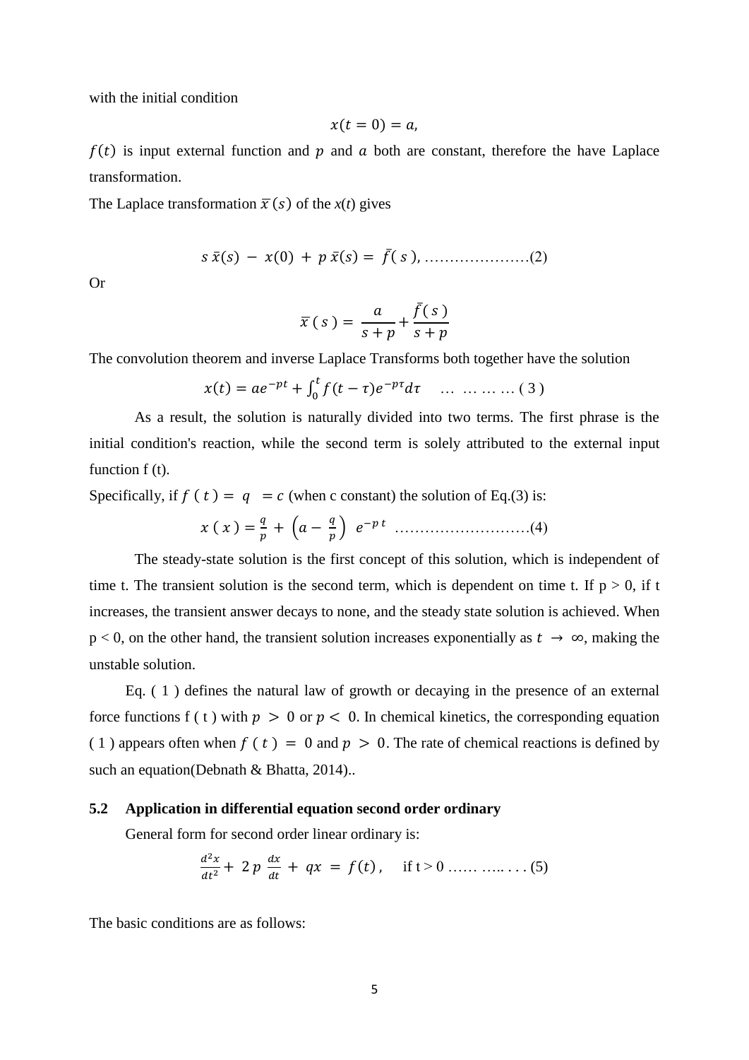with the initial condition

$$x(t = 0) = a,$$

$f(t)$ is input external function and $p$ and $a$ both are constant, therefore the have Laplace transformation.

The Laplace transformation $\bar{x}(s)$ of the $x(t)$ gives

$$s\,\bar{x}(s) - x(0) + p\,\bar{x}(s) = \bar{f}(s), \ldots\ldots\ldots\ldots\ldots\ldots\ldots(2)$$

Or

$$\bar{x}(s) = \frac{a}{s+p} + \frac{\bar{f}(s)}{s+p}$$

The convolution theorem and inverse Laplace Transforms both together have the solution

$$x(t) = ae^{-pt} + \int_0^t f(t-\tau)e^{-p\tau}d\tau \quad \ldots\ \ldots\ldots\ldots\ (3)$$

As a result, the solution is naturally divided into two terms. The first phrase is the initial condition's reaction, while the second term is solely attributed to the external input function f (t).

Specifically, if $f(t) = q = c$ (when c constant) the solution of Eq.(3) is:

$$x(x) = \frac{q}{p} + \left(a - \frac{q}{p}\right) e^{-pt} \ \ldots\ldots\ldots\ldots\ldots\ldots\ldots\ldots\ldots(4)$$

The steady-state solution is the first concept of this solution, which is independent of time t. The transient solution is the second term, which is dependent on time t. If p > 0, if t increases, the transient answer decays to none, and the steady state solution is achieved. When p < 0, on the other hand, the transient solution increases exponentially as $t \rightarrow \infty$, making the unstable solution.

Eq. ( 1 ) defines the natural law of growth or decaying in the presence of an external force functions f ( t ) with $p > 0$ or $p < 0$. In chemical kinetics, the corresponding equation ( 1 ) appears often when $f(t) = 0$ and $p > 0$. The rate of chemical reactions is defined by such an equation(Debnath & Bhatta, 2014)..

### 5.2 Application in differential equation second order ordinary

General form for second order linear ordinary is:

$$\frac{d^2x}{dt^2} + 2p\,\frac{dx}{dt} + qx = f(t), \quad \text{if } t > 0 \ \ldots\ldots\ \ldots..\ .\ .\ .\ (5)$$

The basic conditions are as follows: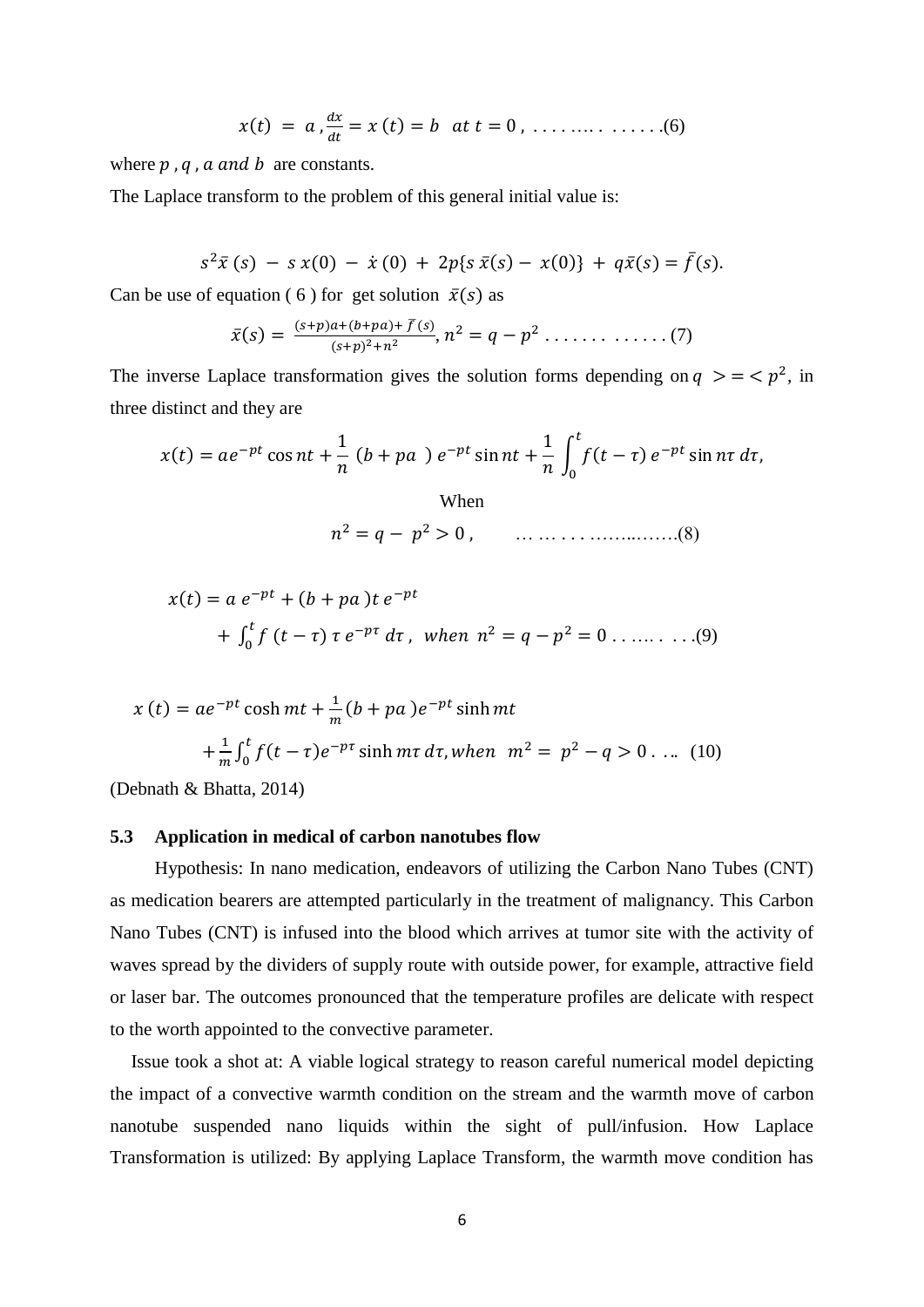$$x(t) = a, \frac{dx}{dt} = x(t) = b \quad at \; t = 0, \; \ldots\ldots\ldots \; \ldots\ldots(6)$$

where $p, q, a \; and \; b$ are constants.

The Laplace transform to the problem of this general initial value is:

$$s^2\bar{x}(s) - s\,x(0) - \dot{x}(0) + 2p\{s\,\bar{x}(s) - x(0)\} + q\bar{x}(s) = \bar{f}(s).$$

Can be use of equation ( 6 ) for get solution $\bar{x}(s)$ as

$$\bar{x}(s) = \frac{(s+p)a + (b+pa) + \bar{f}(s)}{(s+p)^2 + n^2}, n^2 = q - p^2 \; \ldots\ldots\ldots \; \ldots\ldots (7)$$

The inverse Laplace transformation gives the solution forms depending on $q \; > = < p^2$, in three distinct and they are

$$x(t) = ae^{-pt}\cos nt + \frac{1}{n}\,(b + pa\;)\,e^{-pt}\sin nt + \frac{1}{n}\int_0^t f(t-\tau)\,e^{-pt}\sin n\tau\,d\tau,$$

When

$$n^2 = q - p^2 > 0, \qquad \ldots\ldots\ldots\ldots\ldots\ldots(8)$$

$$x(t) = a\,e^{-pt} + (b + pa\,)t\,e^{-pt} + \int_0^t f\,(t-\tau)\,\tau\,e^{-p\tau}\,d\tau, \; when \; n^2 = q - p^2 = 0 \; \ldots\ldots\ldots(9)$$

$$x\,(t) = ae^{-pt}\cosh mt + \frac{1}{m}(b + pa\,)e^{-pt}\sinh mt + \frac{1}{m}\int_0^t f(t-\tau)e^{-p\tau}\sinh m\tau\,d\tau, when \;\; m^2 = p^2 - q > 0 \; \ldots \;\; (10)$$

(Debnath & Bhatta, 2014)

### 5.3 Application in medical of carbon nanotubes flow

Hypothesis: In nano medication, endeavors of utilizing the Carbon Nano Tubes (CNT) as medication bearers are attempted particularly in the treatment of malignancy. This Carbon Nano Tubes (CNT) is infused into the blood which arrives at tumor site with the activity of waves spread by the dividers of supply route with outside power, for example, attractive field or laser bar. The outcomes pronounced that the temperature profiles are delicate with respect to the worth appointed to the convective parameter.

Issue took a shot at: A viable logical strategy to reason careful numerical model depicting the impact of a convective warmth condition on the stream and the warmth move of carbon nanotube suspended nano liquids within the sight of pull/infusion. How Laplace Transformation is utilized: By applying Laplace Transform, the warmth move condition has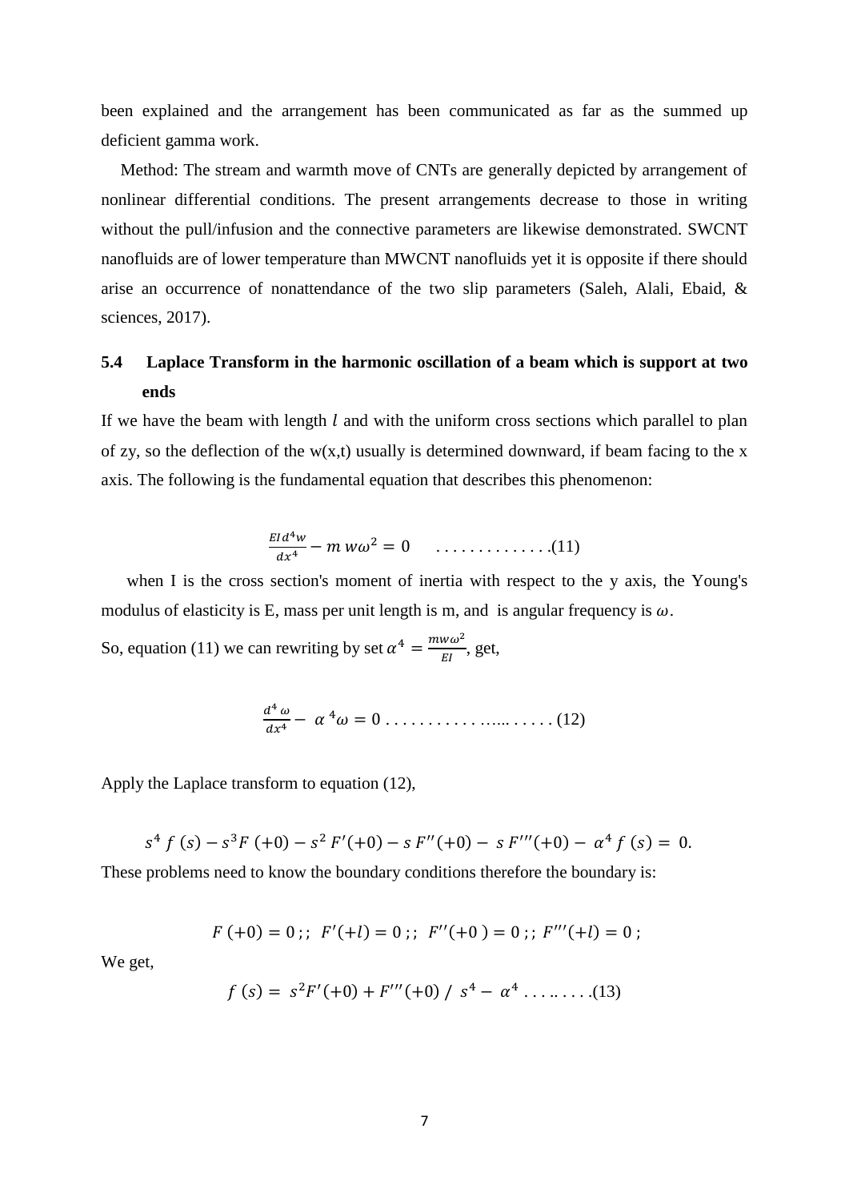been explained and the arrangement has been communicated as far as the summed up deficient gamma work.

Method: The stream and warmth move of CNTs are generally depicted by arrangement of nonlinear differential conditions. The present arrangements decrease to those in writing without the pull/infusion and the connective parameters are likewise demonstrated. SWCNT nanofluids are of lower temperature than MWCNT nanofluids yet it is opposite if there should arise an occurrence of nonattendance of the two slip parameters (Saleh, Alali, Ebaid, & sciences, 2017).

## 5.4 Laplace Transform in the harmonic oscillation of a beam which is support at two ends

If we have the beam with length $l$ and with the uniform cross sections which parallel to plan of zy, so the deflection of the w(x,t) usually is determined downward, if beam facing to the x axis. The following is the fundamental equation that describes this phenomenon:

$$\frac{EI\,d^4w}{dx^4} - m\,w\omega^2 = 0 \quad \ldots\ldots\ldots\ldots\ldots(11)$$

when I is the cross section's moment of inertia with respect to the y axis, the Young's modulus of elasticity is E, mass per unit length is m, and is angular frequency is $\omega$.

So, equation (11) we can rewriting by set $\alpha^4 = \frac{mw\omega^2}{EI}$, get,

$$\frac{d^4\,\omega}{dx^4} - \alpha^4\omega = 0 \ldots\ldots\ldots\ldots\ldots\ldots\ldots\ldots (12)$$

Apply the Laplace transform to equation (12),

$$s^4\,f\,(s) - s^3 F\,(+0) - s^2\,F'(+0) - s\,F''(+0) - \,s\,F'''(+0) - \,\alpha^4\,f\,(s) = \,0.$$

These problems need to know the boundary conditions therefore the boundary is:

$$F\,(+0) = 0\,;;\;\; F'(+l) = 0\,;;\;\; F''(+0\,) = 0\,;;\; F'''(+l) = 0\,;$$

We get,

$$f\,(s) = \,s^2F'(+0) + F'''(+0)\;/\;s^4 - \,\alpha^4 \ldots\ldots\ldots(13)$$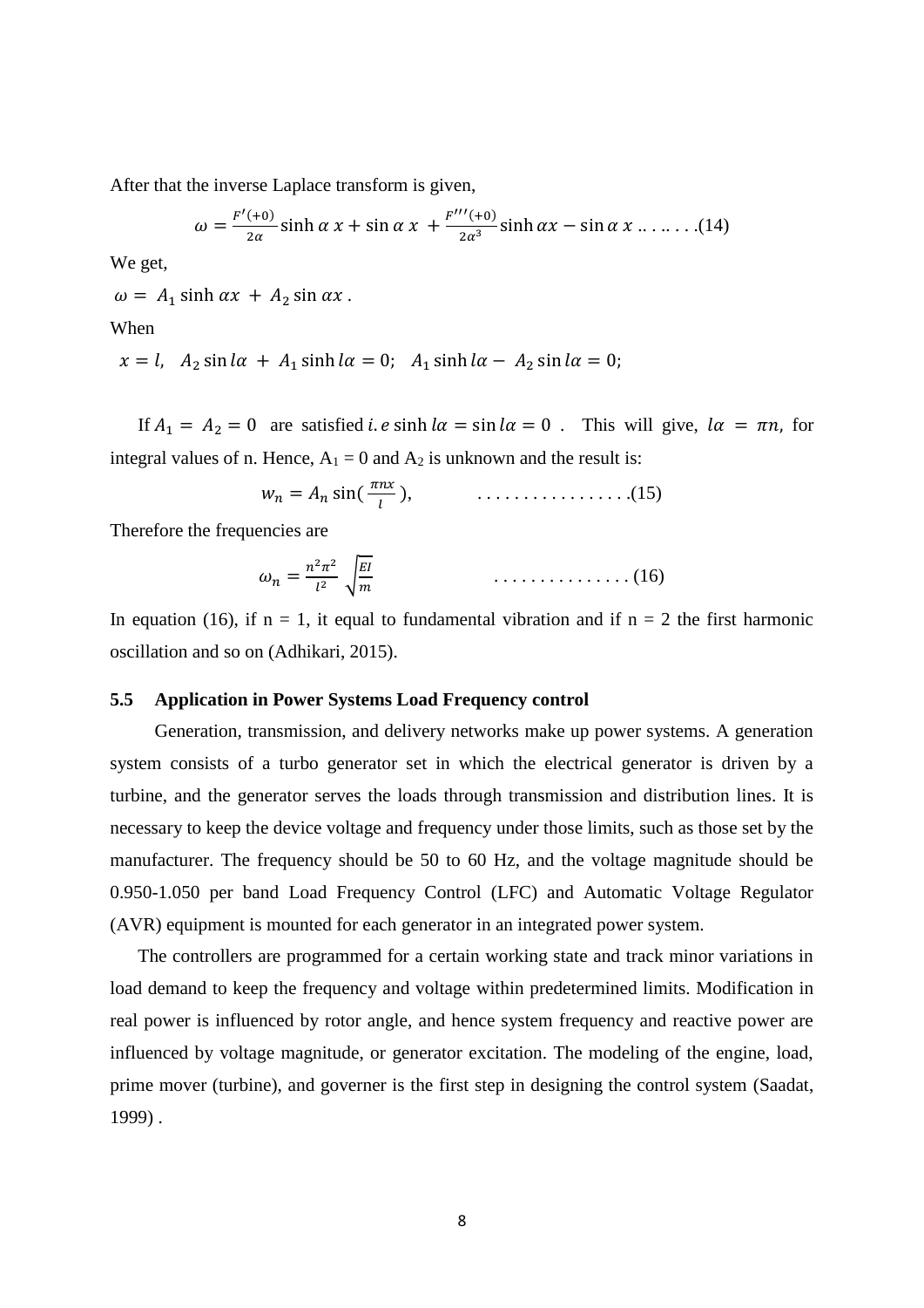After that the inverse Laplace transform is given,

$$\omega = \frac{F'(+0)}{2\alpha}\sinh\alpha\, x + \sin\alpha\, x\; + \frac{F'''(+0)}{2\alpha^3}\sinh\alpha x - \sin\alpha\, x \;.. .. .. . . .(14)$$

We get,

$\omega = \; A_1 \sinh\alpha x \; + \; A_2 \sin\alpha x \,.$

When

$x = l, \quad A_2 \sin l\alpha \; + \; A_1 \sinh l\alpha = 0; \quad A_1 \sinh l\alpha - \; A_2 \sin l\alpha = 0;$

If $A_1 \; = \; A_2 = 0$ are satisfied $i.e \sinh l\alpha = \sin l\alpha = 0$ . This will give, $l\alpha \; = \; \pi n,$ for integral values of n. Hence, $A_1 = 0$ and $A_2$ is unknown and the result is:

$$w_n = A_n \sin(\frac{\pi n x}{l}), \qquad \ldots\ldots\ldots\ldots\ldots\ldots .(15)$$

Therefore the frequencies are

$$\omega_n = \frac{n^2\pi^2}{l^2}\;\sqrt{\frac{EI}{m}} \qquad \ldots\ldots\ldots\ldots\ldots (16)$$

In equation (16), if n = 1, it equal to fundamental vibration and if n = 2 the first harmonic oscillation and so on (Adhikari, 2015).

### 5.5 Application in Power Systems Load Frequency control

Generation, transmission, and delivery networks make up power systems. A generation system consists of a turbo generator set in which the electrical generator is driven by a turbine, and the generator serves the loads through transmission and distribution lines. It is necessary to keep the device voltage and frequency under those limits, such as those set by the manufacturer. The frequency should be 50 to 60 Hz, and the voltage magnitude should be 0.950-1.050 per band Load Frequency Control (LFC) and Automatic Voltage Regulator (AVR) equipment is mounted for each generator in an integrated power system.

The controllers are programmed for a certain working state and track minor variations in load demand to keep the frequency and voltage within predetermined limits. Modification in real power is influenced by rotor angle, and hence system frequency and reactive power are influenced by voltage magnitude, or generator excitation. The modeling of the engine, load, prime mover (turbine), and governer is the first step in designing the control system (Saadat, 1999) .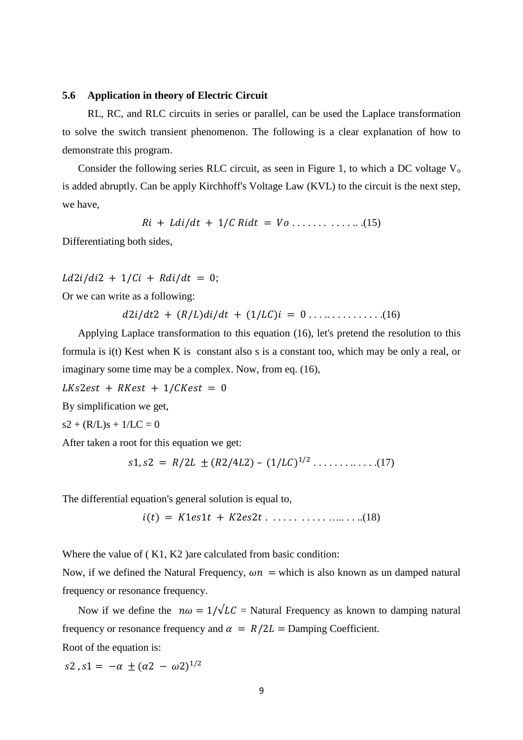### 5.6 Application in theory of Electric Circuit

RL, RC, and RLC circuits in series or parallel, can be used the Laplace transformation to solve the switch transient phenomenon. The following is a clear explanation of how to demonstrate this program.

Consider the following series RLC circuit, as seen in Figure 1, to which a DC voltage $V_o$ is added abruptly. Can be apply Kirchhoff's Voltage Law (KVL) to the circuit is the next step, we have,

$$Ri + Ldi/dt + 1/C\,Ridt = Vo \;.\;.\;.\;.\;.\;.\;.\;\;.\;.\;.\;.\;.\;..\;.(15)$$

Differentiating both sides,

$Ld2i/di2 + 1/Ci + Rdi/dt = 0;$

Or we can write as a following:

$$d2i/dt2 + (R/L)di/dt + (1/LC)i = 0 \;.\;.\;.\;..\;.\;.\;.\;.\;.\;.\;.\;.\;.\;.(16)$$

Applying Laplace transformation to this equation (16), let's pretend the resolution to this formula is i(t) Kest when K is constant also s is a constant too, which may be only a real, or imaginary some time may be a complex. Now, from eq. (16),

$LKs2est + RKest + 1/CKest = 0$

By simplification we get,

s2 + (R/L)s + 1/LC = 0

After taken a root for this equation we get:

$$s1, s2 = R/2L \pm (R2/4L2) - (1/LC)^{1/2} \;.\;.\;.\;.\;.\;.\;.\;.\;..\;.\;.\;.\;.(17)$$

The differential equation's general solution is equal to,

$$i(t) = K1es1t + K2es2t \;.\;\;.\;.\;.\;.\;.\;\;.\;.\;.\;.\;.\;.\;..\;..\;.\;.\;..(18)$$

Where the value of ( K1, K2 )are calculated from basic condition:

Now, if we defined the Natural Frequency, $\omega n =$ which is also known as un damped natural frequency or resonance frequency.

Now if we define the $n\omega = 1/\sqrt{LC}$ = Natural Frequency as known to damping natural frequency or resonance frequency and $\alpha = R/2L$ = Damping Coefficient.

Root of the equation is:

$s2\,, s1 = -\alpha \pm (\alpha 2 - \omega 2)^{1/2}$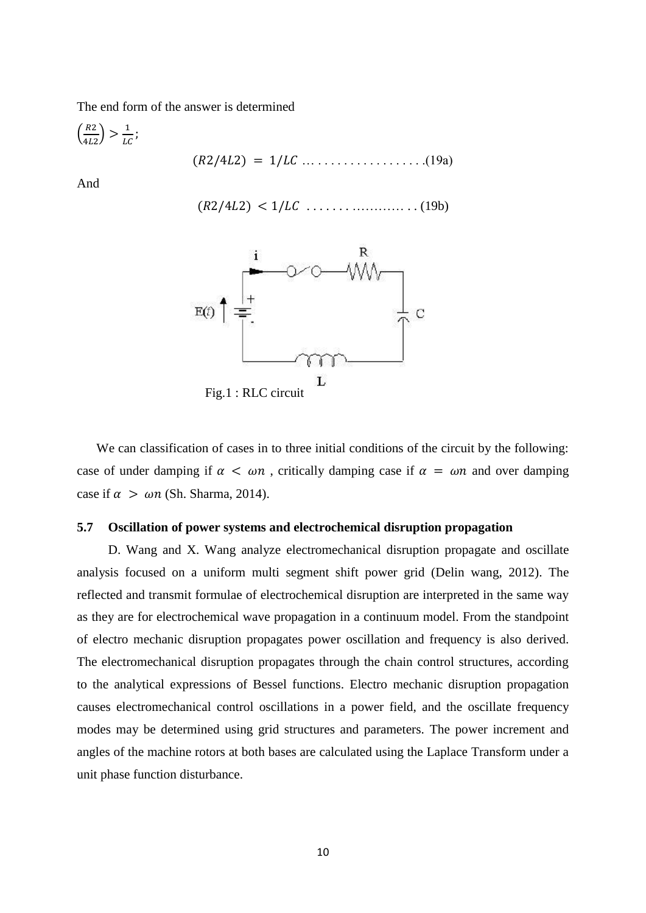The end form of the answer is determined

$\left(\frac{R2}{4L2}\right) > \frac{1}{LC}$;

$$(R2/4L2) = 1/LC \ldots\ldots\ldots\ldots\ldots\ldots\ldots(19a)$$

And

$$(R2/4L2) < 1/LC \ldots\ldots\ldots\ldots\ldots\ldots\ldots(19b)$$

Fig.1 : RLC circuit

We can classification of cases in to three initial conditions of the circuit by the following: case of under damping if $\alpha < \omega n$ , critically damping case if $\alpha = \omega n$ and over damping case if $\alpha > \omega n$ (Sh. Sharma, 2014).

### 5.7 Oscillation of power systems and electrochemical disruption propagation

D. Wang and X. Wang analyze electromechanical disruption propagate and oscillate analysis focused on a uniform multi segment shift power grid (Delin wang, 2012). The reflected and transmit formulae of electrochemical disruption are interpreted in the same way as they are for electrochemical wave propagation in a continuum model. From the standpoint of electro mechanic disruption propagates power oscillation and frequency is also derived. The electromechanical disruption propagates through the chain control structures, according to the analytical expressions of Bessel functions. Electro mechanic disruption propagation causes electromechanical control oscillations in a power field, and the oscillate frequency modes may be determined using grid structures and parameters. The power increment and angles of the machine rotors at both bases are calculated using the Laplace Transform under a unit phase function disturbance.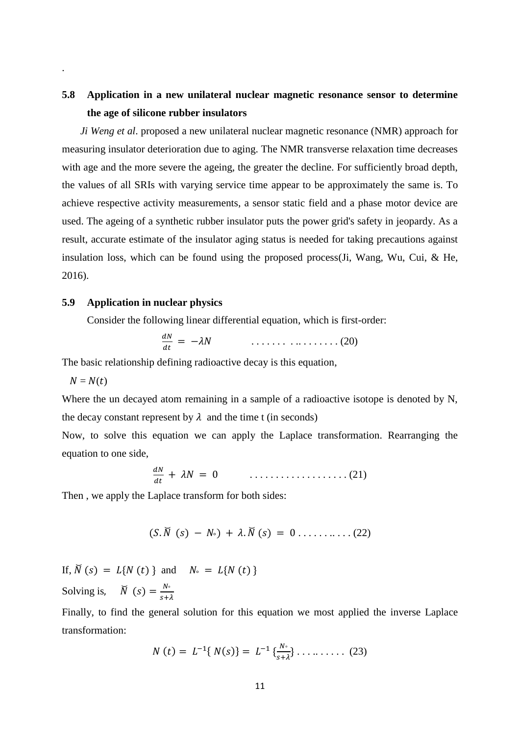.

## 5.8 Application in a new unilateral nuclear magnetic resonance sensor to determine the age of silicone rubber insulators

*Ji Weng et al*. proposed a new unilateral nuclear magnetic resonance (NMR) approach for measuring insulator deterioration due to aging. The NMR transverse relaxation time decreases with age and the more severe the ageing, the greater the decline. For sufficiently broad depth, the values of all SRIs with varying service time appear to be approximately the same is. To achieve respective activity measurements, a sensor static field and a phase motor device are used. The ageing of a synthetic rubber insulator puts the power grid's safety in jeopardy. As a result, accurate estimate of the insulator aging status is needed for taking precautions against insulation loss, which can be found using the proposed process(Ji, Wang, Wu, Cui, & He, 2016).

## 5.9 Application in nuclear physics

Consider the following linear differential equation, which is first-order:

$$\frac{dN}{dt} = -\lambda N \qquad \text{. . . . . . . . .. . . . . . . . (20)}$$

The basic relationship defining radioactive decay is this equation,

$N = N(t)$

Where the un decayed atom remaining in a sample of a radioactive isotope is denoted by N, the decay constant represent by $\lambda$ and the time t (in seconds)

Now, to solve this equation we can apply the Laplace transformation. Rearranging the equation to one side,

$$\frac{dN}{dt} + \lambda N = 0 \qquad \text{. . . . . . . . . . . . . . . . . . . (21)}$$

Then , we apply the Laplace transform for both sides:

$$(S.\breve{N}\ (s) - N_{\circ}) + \lambda.\breve{N}\ (s) = 0 \text{ . . . . . . .. . . . (22)}$$

If, $\breve{N}\ (s) = L\{N\ (t)\}$ and $N_{\circ} = L\{N\ (t)\}$

Solving is, $\breve{N}\ (s) = \frac{N_{\circ}}{s+\lambda}$

Finally, to find the general solution for this equation we most applied the inverse Laplace transformation:

$$N\ (t) = L^{-1}\{\ N(s)\} = L^{-1}\{\frac{N_{\circ}}{s+\lambda}\} \text{ . . . .. . . . . . (23)}$$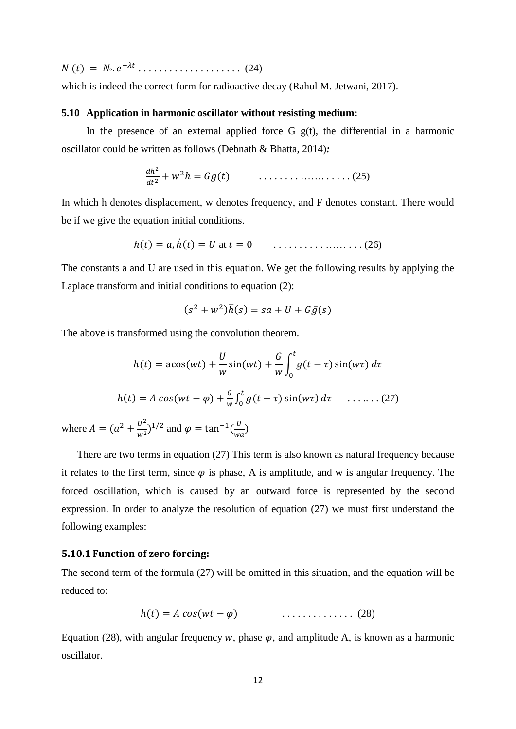$N(t) = N_\circ . e^{-\lambda t}$ . . . . . . . . . . . . . . . . . . . . (24)

which is indeed the correct form for radioactive decay (Rahul M. Jetwani, 2017).

### 5.10 Application in harmonic oscillator without resisting medium:

In the presence of an external applied force G g(t), the differential in a harmonic oscillator could be written as follows (Debnath & Bhatta, 2014)***:***

$$\frac{dh^2}{dt^2} + w^2 h = Gg(t) \quad \ldots\ldots\ldots\ldots\ldots\ldots (25)$$

In which h denotes displacement, w denotes frequency, and F denotes constant. There would be if we give the equation initial conditions.

$$h(t) = a, \dot{h}(t) = U \text{ at } t = 0 \quad \ldots\ldots\ldots\ldots\ldots\ldots (26)$$

The constants a and U are used in this equation. We get the following results by applying the Laplace transform and initial conditions to equation (2):

$$(s^2 + w^2)\bar{h}(s) = sa + U + G\bar{g}(s)$$

The above is transformed using the convolution theorem.

$$h(t) = a\cos(wt) + \frac{U}{w}\sin(wt) + \frac{G}{w}\int_0^t g(t-\tau)\sin(w\tau)\, d\tau$$

$$h(t) = A\, cos(wt - \varphi) + \frac{G}{w}\int_0^t g(t-\tau)\sin(w\tau)\, d\tau \quad \ldots\ldots (27)$$

where $A = (a^2 + \frac{U^2}{w^2})^{1/2}$ and $\varphi = \tan^{-1}(\frac{U}{wa})$

There are two terms in equation (27) This term is also known as natural frequency because it relates to the first term, since $\varphi$ is phase, A is amplitude, and w is angular frequency. The forced oscillation, which is caused by an outward force is represented by the second expression. In order to analyze the resolution of equation (27) we must first understand the following examples:

#### 5.10.1 Function of zero forcing:

The second term of the formula (27) will be omitted in this situation, and the equation will be reduced to:

$$h(t) = A\, cos(wt - \varphi) \quad \ldots\ldots\ldots\ldots\ldots (28)$$

Equation (28), with angular frequency $w$, phase $\varphi$, and amplitude A, is known as a harmonic oscillator.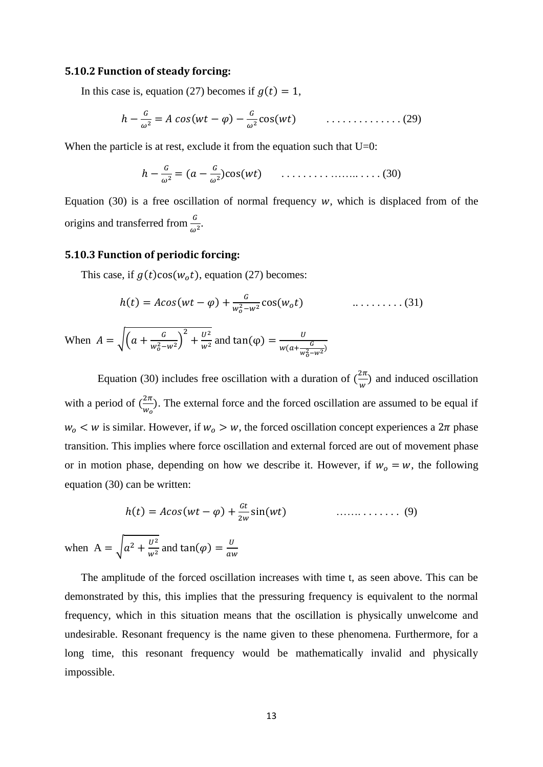### 5.10.2 Function of steady forcing:

In this case is, equation (27) becomes if $g(t) = 1$,

$$h - \frac{G}{\omega^2} = A\,cos(wt - \varphi) - \frac{G}{\omega^2}\cos(wt) \qquad \ldots\ldots\ldots\ldots\ldots (29)$$

When the particle is at rest, exclude it from the equation such that U=0:

$$h - \frac{G}{\omega^2} = (a - \frac{G}{\omega^2})\cos(wt) \qquad \ldots\ldots\ldots\ldots\ldots\ldots (30)$$

Equation (30) is a free oscillation of normal frequency $w$, which is displaced from of the origins and transferred from $\frac{G}{\omega^2}$.

### 5.10.3 Function of periodic forcing:

This case, if $g(t)\cos(w_o t)$, equation (27) becomes:

$$h(t) = Acos(wt - \varphi) + \frac{G}{w_o^2 - w^2}\cos(w_o t) \qquad \ldots\ldots\ldots\ldots (31)$$

When $A = \sqrt{\left(a + \frac{G}{w_o^2 - w^2}\right)^2 + \frac{U^2}{w^2}}$ and $\tan(\varphi) = \frac{U}{w(a + \frac{G}{w_o^2 - w^2})}$

Equation (30) includes free oscillation with a duration of $(\frac{2\pi}{w})$ and induced oscillation with a period of $(\frac{2\pi}{w_o})$. The external force and the forced oscillation are assumed to be equal if $w_o < w$ is similar. However, if $w_o > w$, the forced oscillation concept experiences a $2\pi$ phase transition. This implies where force oscillation and external forced are out of movement phase or in motion phase, depending on how we describe it. However, if $w_o = w$, the following equation (30) can be written:

$$h(t) = Acos(wt - \varphi) + \frac{Gt}{2w}\sin(wt) \qquad \ldots\ldots\ldots\ldots (9)$$

when $A = \sqrt{a^2 + \frac{U^2}{w^2}}$ and $\tan(\varphi) = \frac{U}{aw}$

The amplitude of the forced oscillation increases with time t, as seen above. This can be demonstrated by this, this implies that the pressuring frequency is equivalent to the normal frequency, which in this situation means that the oscillation is physically unwelcome and undesirable. Resonant frequency is the name given to these phenomena. Furthermore, for a long time, this resonant frequency would be mathematically invalid and physically impossible.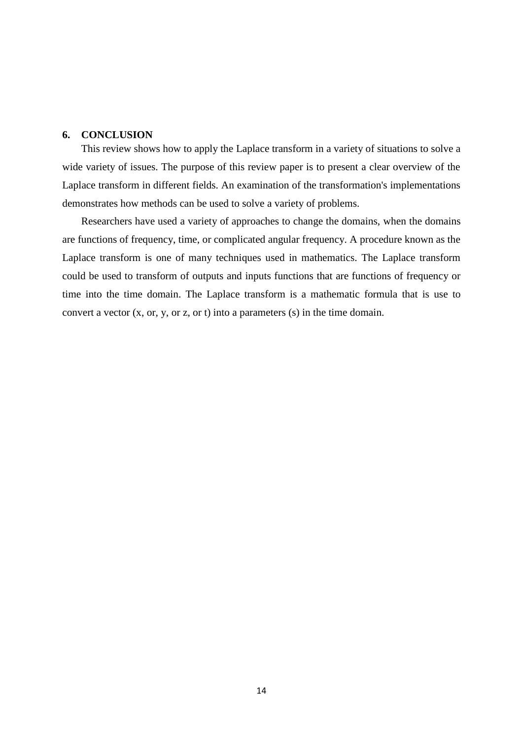## 6. CONCLUSION

This review shows how to apply the Laplace transform in a variety of situations to solve a wide variety of issues. The purpose of this review paper is to present a clear overview of the Laplace transform in different fields. An examination of the transformation's implementations demonstrates how methods can be used to solve a variety of problems.

Researchers have used a variety of approaches to change the domains, when the domains are functions of frequency, time, or complicated angular frequency. A procedure known as the Laplace transform is one of many techniques used in mathematics. The Laplace transform could be used to transform of outputs and inputs functions that are functions of frequency or time into the time domain. The Laplace transform is a mathematic formula that is use to convert a vector (x, or, y, or z, or t) into a parameters (s) in the time domain.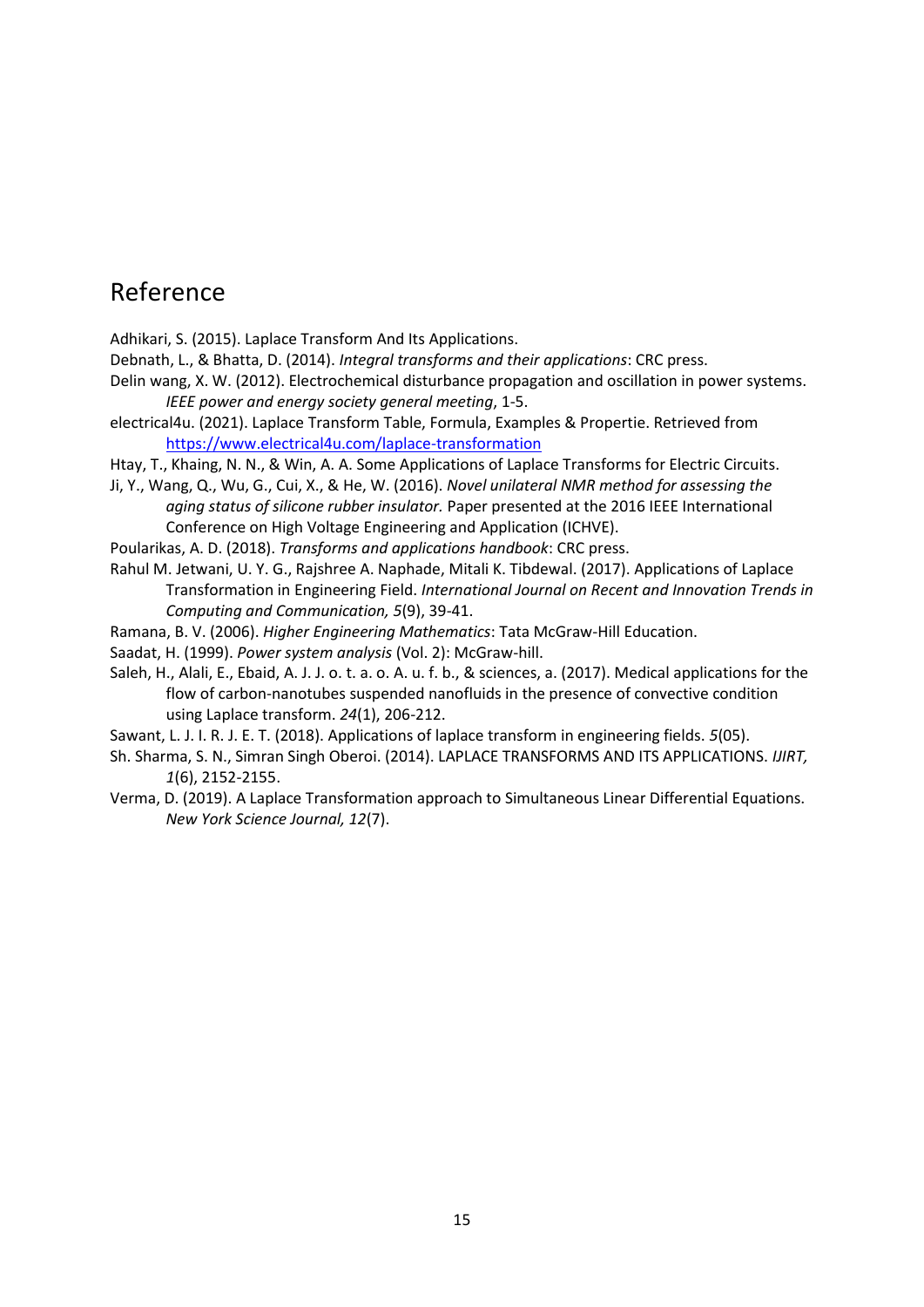# Reference

Adhikari, S. (2015). Laplace Transform And Its Applications.

Debnath, L., & Bhatta, D. (2014). *Integral transforms and their applications*: CRC press.

Delin wang, X. W. (2012). Electrochemical disturbance propagation and oscillation in power systems. *IEEE power and energy society general meeting*, 1-5.

electrical4u. (2021). Laplace Transform Table, Formula, Examples & Propertie. Retrieved from https://www.electrical4u.com/laplace-transformation

Htay, T., Khaing, N. N., & Win, A. A. Some Applications of Laplace Transforms for Electric Circuits.

Ji, Y., Wang, Q., Wu, G., Cui, X., & He, W. (2016). *Novel unilateral NMR method for assessing the aging status of silicone rubber insulator.* Paper presented at the 2016 IEEE International Conference on High Voltage Engineering and Application (ICHVE).

Poularikas, A. D. (2018). *Transforms and applications handbook*: CRC press.

Rahul M. Jetwani, U. Y. G., Rajshree A. Naphade, Mitali K. Tibdewal. (2017). Applications of Laplace Transformation in Engineering Field. *International Journal on Recent and Innovation Trends in Computing and Communication, 5*(9), 39-41.

Ramana, B. V. (2006). *Higher Engineering Mathematics*: Tata McGraw-Hill Education.

Saadat, H. (1999). *Power system analysis* (Vol. 2): McGraw-hill.

Saleh, H., Alali, E., Ebaid, A. J. J. o. t. a. o. A. u. f. b., & sciences, a. (2017). Medical applications for the flow of carbon-nanotubes suspended nanofluids in the presence of convective condition using Laplace transform. *24*(1), 206-212.

Sawant, L. J. I. R. J. E. T. (2018). Applications of laplace transform in engineering fields. *5*(05).

Sh. Sharma, S. N., Simran Singh Oberoi. (2014). LAPLACE TRANSFORMS AND ITS APPLICATIONS. *IJIRT, 1*(6), 2152-2155.

Verma, D. (2019). A Laplace Transformation approach to Simultaneous Linear Differential Equations. *New York Science Journal, 12*(7).